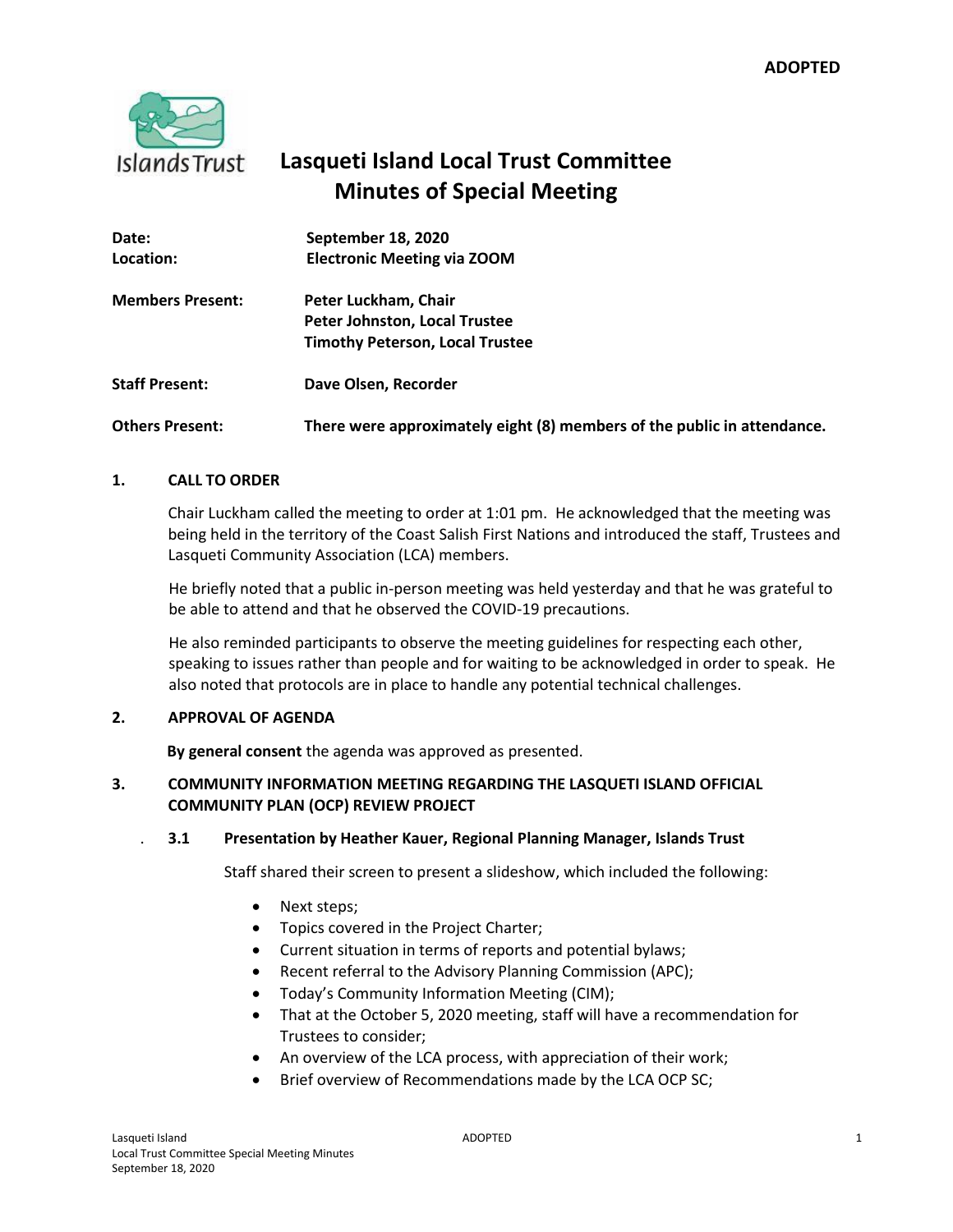**ADOPTED**

# Lasqueti Island Local Trust Committee
# Minutes of Special Meeting

| | |
|---|---|
| **Date:** | **September 18, 2020** |
| **Location:** | **Electronic Meeting via ZOOM** |
| **Members Present:** | **Peter Luckham, Chair**<br>**Peter Johnston, Local Trustee**<br>**Timothy Peterson, Local Trustee** |
| **Staff Present:** | **Dave Olsen, Recorder** |
| **Others Present:** | **There were approximately eight (8) members of the public in attendance.** |

## 1. CALL TO ORDER

Chair Luckham called the meeting to order at 1:01 pm. He acknowledged that the meeting was being held in the territory of the Coast Salish First Nations and introduced the staff, Trustees and Lasqueti Community Association (LCA) members.

He briefly noted that a public in-person meeting was held yesterday and that he was grateful to be able to attend and that he observed the COVID-19 precautions.

He also reminded participants to observe the meeting guidelines for respecting each other, speaking to issues rather than people and for waiting to be acknowledged in order to speak. He also noted that protocols are in place to handle any potential technical challenges.

## 2. APPROVAL OF AGENDA

**By general consent** the agenda was approved as presented.

## 3. COMMUNITY INFORMATION MEETING REGARDING THE LASQUETI ISLAND OFFICIAL COMMUNITY PLAN (OCP) REVIEW PROJECT

### 3.1 Presentation by Heather Kauer, Regional Planning Manager, Islands Trust

Staff shared their screen to present a slideshow, which included the following:

- Next steps;
- Topics covered in the Project Charter;
- Current situation in terms of reports and potential bylaws;
- Recent referral to the Advisory Planning Commission (APC);
- Today's Community Information Meeting (CIM);
- That at the October 5, 2020 meeting, staff will have a recommendation for Trustees to consider;
- An overview of the LCA process, with appreciation of their work;
- Brief overview of Recommendations made by the LCA OCP SC;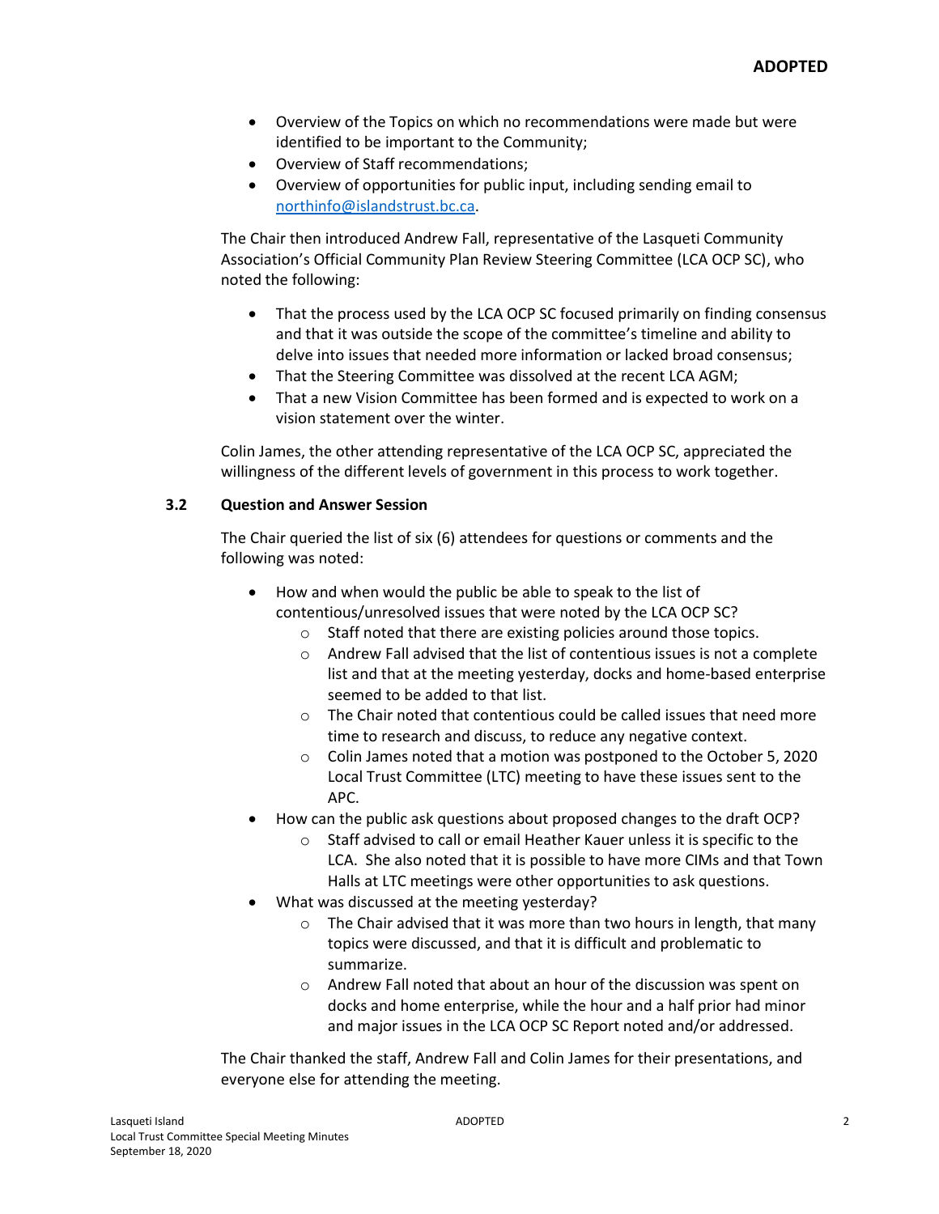- Overview of the Topics on which no recommendations were made but were identified to be important to the Community;
- Overview of Staff recommendations;
- Overview of opportunities for public input, including sending email to northinfo@islandstrust.bc.ca.

The Chair then introduced Andrew Fall, representative of the Lasqueti Community Association's Official Community Plan Review Steering Committee (LCA OCP SC), who noted the following:

- That the process used by the LCA OCP SC focused primarily on finding consensus and that it was outside the scope of the committee's timeline and ability to delve into issues that needed more information or lacked broad consensus;
- That the Steering Committee was dissolved at the recent LCA AGM;
- That a new Vision Committee has been formed and is expected to work on a vision statement over the winter.

Colin James, the other attending representative of the LCA OCP SC, appreciated the willingness of the different levels of government in this process to work together.

### 3.2 Question and Answer Session

The Chair queried the list of six (6) attendees for questions or comments and the following was noted:

- How and when would the public be able to speak to the list of contentious/unresolved issues that were noted by the LCA OCP SC?
    - Staff noted that there are existing policies around those topics.
    - Andrew Fall advised that the list of contentious issues is not a complete list and that at the meeting yesterday, docks and home-based enterprise seemed to be added to that list.
    - The Chair noted that contentious could be called issues that need more time to research and discuss, to reduce any negative context.
    - Colin James noted that a motion was postponed to the October 5, 2020 Local Trust Committee (LTC) meeting to have these issues sent to the APC.
- How can the public ask questions about proposed changes to the draft OCP?
    - Staff advised to call or email Heather Kauer unless it is specific to the LCA. She also noted that it is possible to have more CIMs and that Town Halls at LTC meetings were other opportunities to ask questions.
- What was discussed at the meeting yesterday?
    - The Chair advised that it was more than two hours in length, that many topics were discussed, and that it is difficult and problematic to summarize.
    - Andrew Fall noted that about an hour of the discussion was spent on docks and home enterprise, while the hour and a half prior had minor and major issues in the LCA OCP SC Report noted and/or addressed.

The Chair thanked the staff, Andrew Fall and Colin James for their presentations, and everyone else for attending the meeting.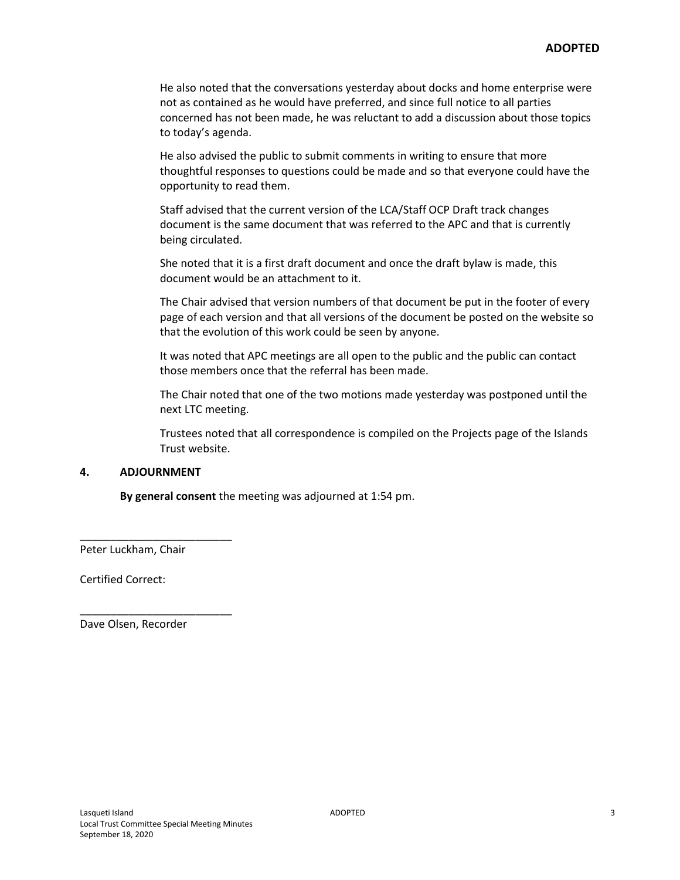He also noted that the conversations yesterday about docks and home enterprise were not as contained as he would have preferred, and since full notice to all parties concerned has not been made, he was reluctant to add a discussion about those topics to today's agenda.

He also advised the public to submit comments in writing to ensure that more thoughtful responses to questions could be made and so that everyone could have the opportunity to read them.

Staff advised that the current version of the LCA/Staff OCP Draft track changes document is the same document that was referred to the APC and that is currently being circulated.

She noted that it is a first draft document and once the draft bylaw is made, this document would be an attachment to it.

The Chair advised that version numbers of that document be put in the footer of every page of each version and that all versions of the document be posted on the website so that the evolution of this work could be seen by anyone.

It was noted that APC meetings are all open to the public and the public can contact those members once that the referral has been made.

The Chair noted that one of the two motions made yesterday was postponed until the next LTC meeting.

Trustees noted that all correspondence is compiled on the Projects page of the Islands Trust website.

## 4. ADJOURNMENT

**By general consent** the meeting was adjourned at 1:54 pm.

_________________________
Peter Luckham, Chair

Certified Correct:

_________________________
Dave Olsen, Recorder